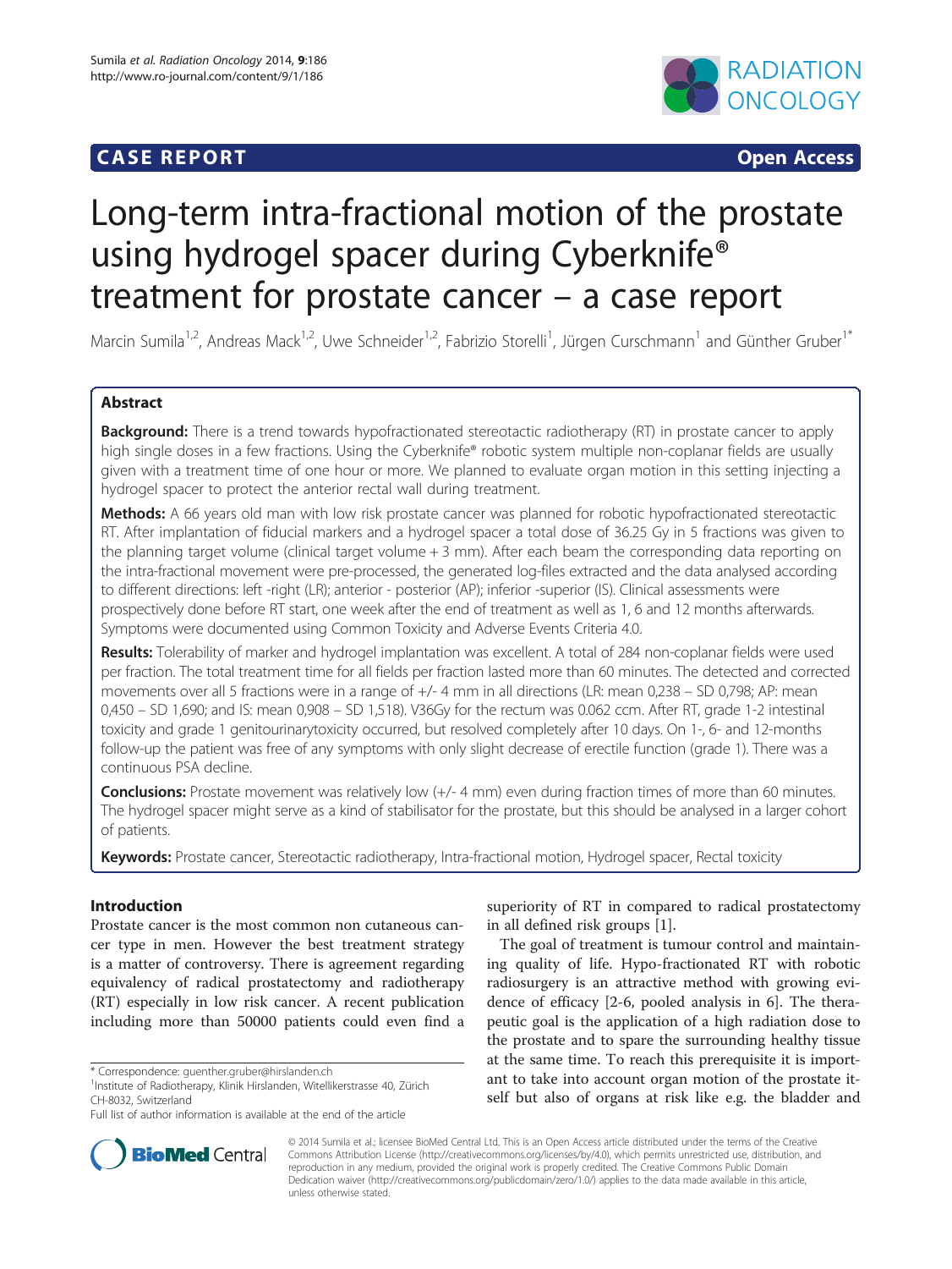CASE REPORT Open Access

# Long-term intra-fractional motion of the prostate using hydrogel spacer during Cyberknife® treatment for prostate cancer – a case report

Marcin Sumila[1,2], Andreas Mack[1,2], Uwe Schneider[1,2], Fabrizio Storelli[1], Jürgen Curschmann[1] and Günther Gruber[1*]

## Abstract

**Background:** There is a trend towards hypofractionated stereotactic radiotherapy (RT) in prostate cancer to apply high single doses in a few fractions. Using the Cyberknife® robotic system multiple non-coplanar fields are usually given with a treatment time of one hour or more. We planned to evaluate organ motion in this setting injecting a hydrogel spacer to protect the anterior rectal wall during treatment.

**Methods:** A 66 years old man with low risk prostate cancer was planned for robotic hypofractionated stereotactic RT. After implantation of fiducial markers and a hydrogel spacer a total dose of 36.25 Gy in 5 fractions was given to the planning target volume (clinical target volume + 3 mm). After each beam the corresponding data reporting on the intra-fractional movement were pre-processed, the generated log-files extracted and the data analysed according to different directions: left -right (LR); anterior - posterior (AP); inferior -superior (IS). Clinical assessments were prospectively done before RT start, one week after the end of treatment as well as 1, 6 and 12 months afterwards. Symptoms were documented using Common Toxicity and Adverse Events Criteria 4.0.

**Results:** Tolerability of marker and hydrogel implantation was excellent. A total of 284 non-coplanar fields were used per fraction. The total treatment time for all fields per fraction lasted more than 60 minutes. The detected and corrected movements over all 5 fractions were in a range of +/- 4 mm in all directions (LR: mean 0,238 – SD 0,798; AP: mean 0,450 – SD 1,690; and IS: mean 0,908 – SD 1,518). V36Gy for the rectum was 0.062 ccm. After RT, grade 1-2 intestinal toxicity and grade 1 genitourinarytoxicity occurred, but resolved completely after 10 days. On 1-, 6- and 12-months follow-up the patient was free of any symptoms with only slight decrease of erectile function (grade 1). There was a continuous PSA decline.

**Conclusions:** Prostate movement was relatively low (+/- 4 mm) even during fraction times of more than 60 minutes. The hydrogel spacer might serve as a kind of stabilisator for the prostate, but this should be analysed in a larger cohort of patients.

**Keywords:** Prostate cancer, Stereotactic radiotherapy, Intra-fractional motion, Hydrogel spacer, Rectal toxicity

## Introduction

Prostate cancer is the most common non cutaneous cancer type in men. However the best treatment strategy is a matter of controversy. There is agreement regarding equivalency of radical prostatectomy and radiotherapy (RT) especially in low risk cancer. A recent publication including more than 50000 patients could even find a superiority of RT in compared to radical prostatectomy in all defined risk groups [1].

The goal of treatment is tumour control and maintaining quality of life. Hypo-fractionated RT with robotic radiosurgery is an attractive method with growing evidence of efficacy [2-6, pooled analysis in 6]. The therapeutic goal is the application of a high radiation dose to the prostate and to spare the surrounding healthy tissue at the same time. To reach this prerequisite it is important to take into account organ motion of the prostate itself but also of organs at risk like e.g. the bladder and

\* Correspondence: guenther.gruber@hirslanden.ch
[1]Institute of Radiotherapy, Klinik Hirslanden, Witellikerstrasse 40, Zürich CH-8032, Switzerland
Full list of author information is available at the end of the article

© 2014 Sumila et al.; licensee BioMed Central Ltd. This is an Open Access article distributed under the terms of the Creative Commons Attribution License (http://creativecommons.org/licenses/by/4.0), which permits unrestricted use, distribution, and reproduction in any medium, provided the original work is properly credited. The Creative Commons Public Domain Dedication waiver (http://creativecommons.org/publicdomain/zero/1.0/) applies to the data made available in this article, unless otherwise stated.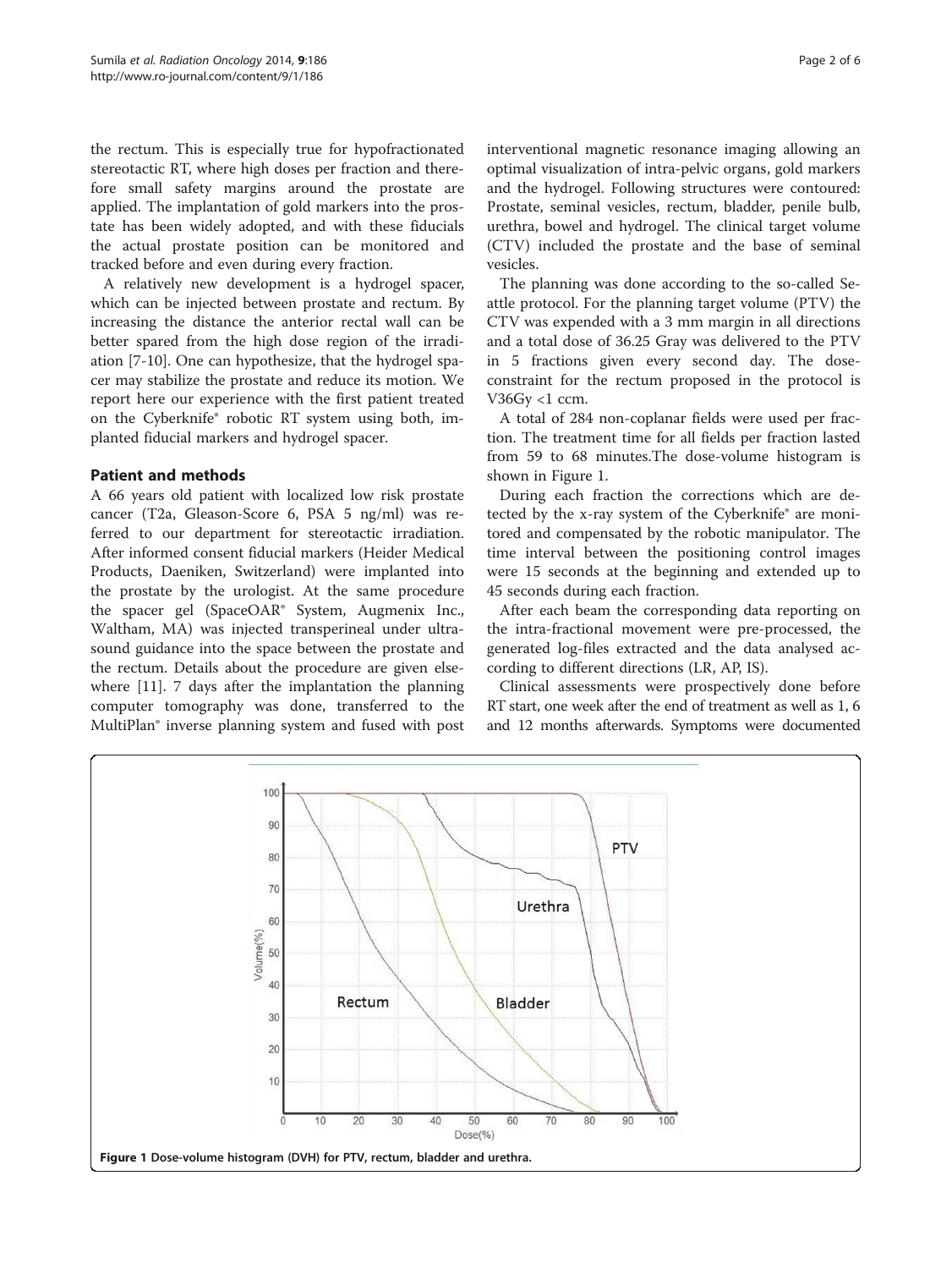the rectum. This is especially true for hypofractionated stereotactic RT, where high doses per fraction and therefore small safety margins around the prostate are applied. The implantation of gold markers into the prostate has been widely adopted, and with these fiducials the actual prostate position can be monitored and tracked before and even during every fraction.

A relatively new development is a hydrogel spacer, which can be injected between prostate and rectum. By increasing the distance the anterior rectal wall can be better spared from the high dose region of the irradiation [7-10]. One can hypothesize, that the hydrogel spacer may stabilize the prostate and reduce its motion. We report here our experience with the first patient treated on the Cyberknife® robotic RT system using both, implanted fiducial markers and hydrogel spacer.

## Patient and methods

A 66 years old patient with localized low risk prostate cancer (T2a, Gleason-Score 6, PSA 5 ng/ml) was referred to our department for stereotactic irradiation. After informed consent fiducial markers (Heider Medical Products, Daeniken, Switzerland) were implanted into the prostate by the urologist. At the same procedure the spacer gel (SpaceOAR® System, Augmenix Inc., Waltham, MA) was injected transperineal under ultrasound guidance into the space between the prostate and the rectum. Details about the procedure are given elsewhere [11]. 7 days after the implantation the planning computer tomography was done, transferred to the MultiPlan® inverse planning system and fused with post interventional magnetic resonance imaging allowing an optimal visualization of intra-pelvic organs, gold markers and the hydrogel. Following structures were contoured: Prostate, seminal vesicles, rectum, bladder, penile bulb, urethra, bowel and hydrogel. The clinical target volume (CTV) included the prostate and the base of seminal vesicles.

The planning was done according to the so-called Seattle protocol. For the planning target volume (PTV) the CTV was expended with a 3 mm margin in all directions and a total dose of 36.25 Gray was delivered to the PTV in 5 fractions given every second day. The dose-constraint for the rectum proposed in the protocol is V36Gy <1 ccm.

A total of 284 non-coplanar fields were used per fraction. The treatment time for all fields per fraction lasted from 59 to 68 minutes.The dose-volume histogram is shown in Figure 1.

During each fraction the corrections which are detected by the x-ray system of the Cyberknife® are monitored and compensated by the robotic manipulator. The time interval between the positioning control images were 15 seconds at the beginning and extended up to 45 seconds during each fraction.

After each beam the corresponding data reporting on the intra-fractional movement were pre-processed, the generated log-files extracted and the data analysed according to different directions (LR, AP, IS).

Clinical assessments were prospectively done before RT start, one week after the end of treatment as well as 1, 6 and 12 months afterwards. Symptoms were documented

Figure 1 Dose-volume histogram (DVH) for PTV, rectum, bladder and urethra.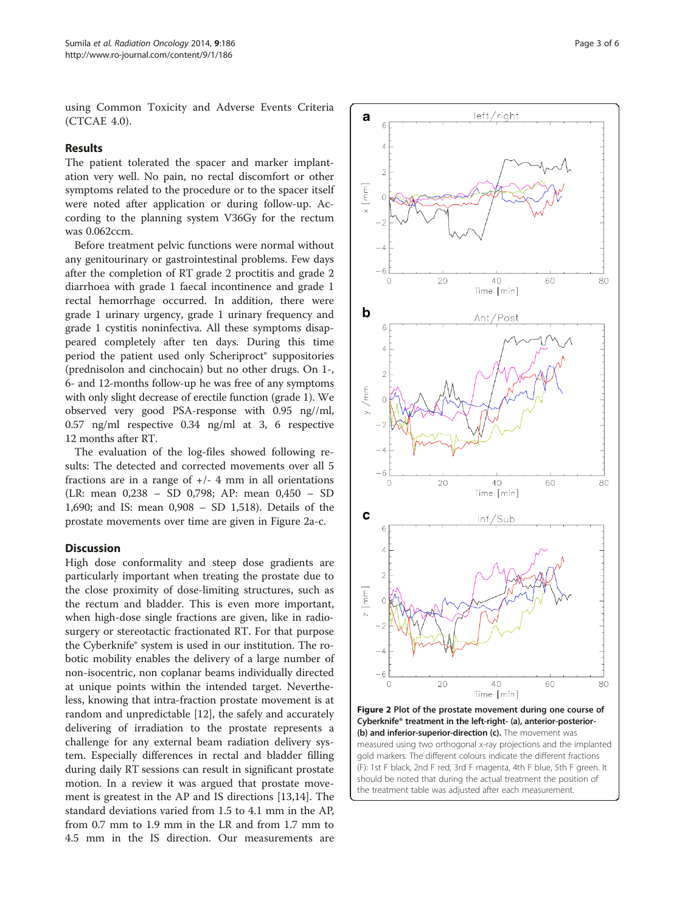using Common Toxicity and Adverse Events Criteria (CTCAE 4.0).

## Results

The patient tolerated the spacer and marker implantation very well. No pain, no rectal discomfort or other symptoms related to the procedure or to the spacer itself were noted after application or during follow-up. According to the planning system V36Gy for the rectum was 0.062ccm.

Before treatment pelvic functions were normal without any genitourinary or gastrointestinal problems. Few days after the completion of RT grade 2 proctitis and grade 2 diarrhoea with grade 1 faecal incontinence and grade 1 rectal hemorrhage occurred. In addition, there were grade 1 urinary urgency, grade 1 urinary frequency and grade 1 cystitis noninfectiva. All these symptoms disappeared completely after ten days. During this time period the patient used only Scheriproct® suppositories (prednisolon and cinchocain) but no other drugs. On 1-, 6- and 12-months follow-up he was free of any symptoms with only slight decrease of erectile function (grade 1). We observed very good PSA-response with 0.95 ng//ml, 0.57 ng/ml respective 0.34 ng/ml at 3, 6 respective 12 months after RT.

The evaluation of the log-files showed following results: The detected and corrected movements over all 5 fractions are in a range of +/- 4 mm in all orientations (LR: mean 0,238 – SD 0,798; AP: mean 0,450 – SD 1,690; and IS: mean 0,908 – SD 1,518). Details of the prostate movements over time are given in Figure 2a-c.

**Figure 2 Plot of the prostate movement during one course of Cyberknife® treatment in the left-right- (a), anterior-posterior- (b) and inferior-superior-direction (c).** The movement was measured using two orthogonal x-ray projections and the implanted gold markers. The different colours indicate the different fractions (F): 1st F black, 2nd F red, 3rd F magenta, 4th F blue, 5th F green. It should be noted that during the actual treatment the position of the treatment table was adjusted after each measurement.

## Discussion

High dose conformality and steep dose gradients are particularly important when treating the prostate due to the close proximity of dose-limiting structures, such as the rectum and bladder. This is even more important, when high-dose single fractions are given, like in radiosurgery or stereotactic fractionated RT. For that purpose the Cyberknife® system is used in our institution. The robotic mobility enables the delivery of a large number of non-isocentric, non coplanar beams individually directed at unique points within the intended target. Nevertheless, knowing that intra-fraction prostate movement is at random and unpredictable [12], the safely and accurately delivering of irradiation to the prostate represents a challenge for any external beam radiation delivery system. Especially differences in rectal and bladder filling during daily RT sessions can result in significant prostate motion. In a review it was argued that prostate movement is greatest in the AP and IS directions [13,14]. The standard deviations varied from 1.5 to 4.1 mm in the AP, from 0.7 mm to 1.9 mm in the LR and from 1.7 mm to 4.5 mm in the IS direction. Our measurements are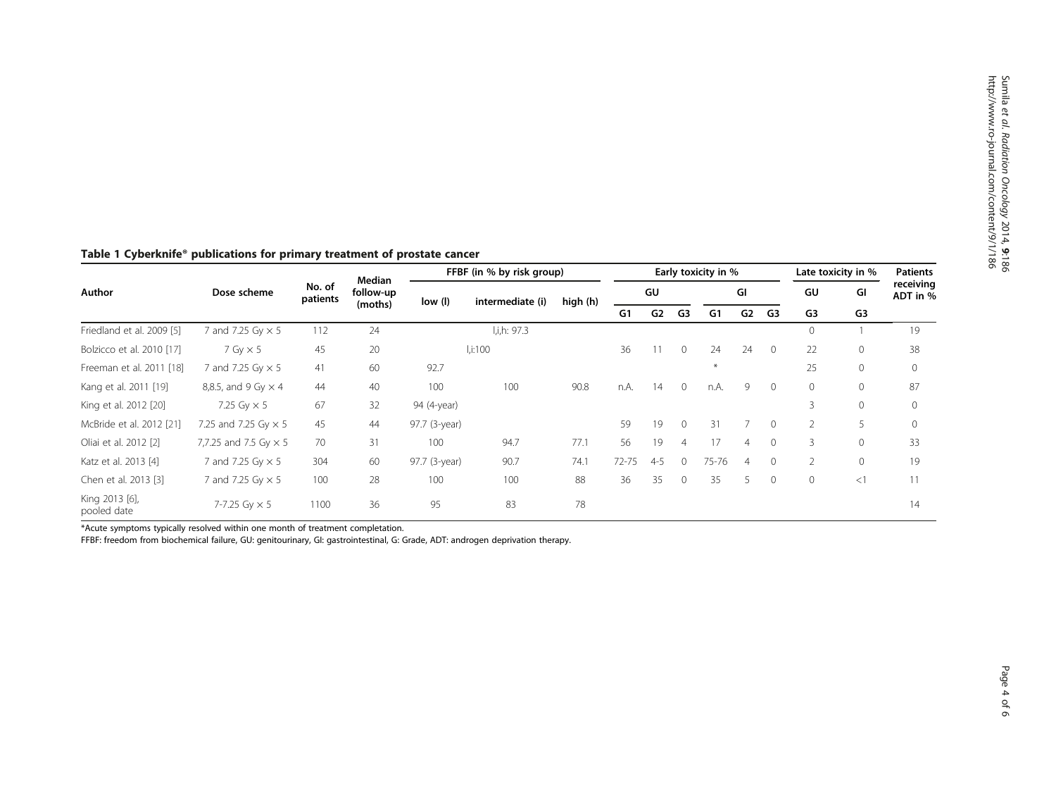**Table 1 Cyberknife® publications for primary treatment of prostate cancer**

| Author | Dose scheme | No. of patients | Median follow-up (moths) | FFBF (in % by risk group) | | | Early toxicity in % | | | | | | Late toxicity in % | | Patients receiving ADT in % |
|---|---|---|---|---|---|---|---|---|---|---|---|---|---|---|---|
| | | | | low (l) | intermediate (i) | high (h) | GU | | | GI | | | GU | GI | |
| | | | | | | | G1 | G2 | G3 | G1 | G2 | G3 | G3 | G3 | |
| Friedland et al. 2009 [5] | 7 and 7.25 Gy × 5 | 112 | 24 | | l,i,h: 97.3 | | | | | | | | 0 | 1 | 19 |
| Bolzicco et al. 2010 [17] | 7 Gy × 5 | 45 | 20 | | l,i:100 | | 36 | 11 | 0 | 24 | 24 | 0 | 22 | 0 | 38 |
| Freeman et al. 2011 [18] | 7 and 7.25 Gy × 5 | 41 | 60 | 92.7 | | | | | | * | | | 25 | 0 | 0 |
| Kang et al. 2011 [19] | 8,8.5, and 9 Gy × 4 | 44 | 40 | 100 | 100 | 90.8 | n.A. | 14 | 0 | n.A. | 9 | 0 | 0 | 0 | 87 |
| King et al. 2012 [20] | 7.25 Gy × 5 | 67 | 32 | 94 (4-year) | | | | | | | | | 3 | 0 | 0 |
| McBride et al. 2012 [21] | 7.25 and 7.25 Gy × 5 | 45 | 44 | 97.7 (3-year) | | | 59 | 19 | 0 | 31 | 7 | 0 | 2 | 5 | 0 |
| Oliai et al. 2012 [2] | 7,7.25 and 7.5 Gy × 5 | 70 | 31 | 100 | 94.7 | 77.1 | 56 | 19 | 4 | 17 | 4 | 0 | 3 | 0 | 33 |
| Katz et al. 2013 [4] | 7 and 7.25 Gy × 5 | 304 | 60 | 97.7 (3-year) | 90.7 | 74.1 | 72-75 | 4-5 | 0 | 75-76 | 4 | 0 | 2 | 0 | 19 |
| Chen et al. 2013 [3] | 7 and 7.25 Gy × 5 | 100 | 28 | 100 | 100 | 88 | 36 | 35 | 0 | 35 | 5 | 0 | 0 | <1 | 11 |
| King 2013 [6], pooled date | 7-7.25 Gy × 5 | 1100 | 36 | 95 | 83 | 78 | | | | | | | | | 14 |

*Acute symptoms typically resolved within one month of treatment completation.

FFBF: freedom from biochemical failure, GU: genitourinary, GI: gastrointestinal, G: Grade, ADT: androgen deprivation therapy.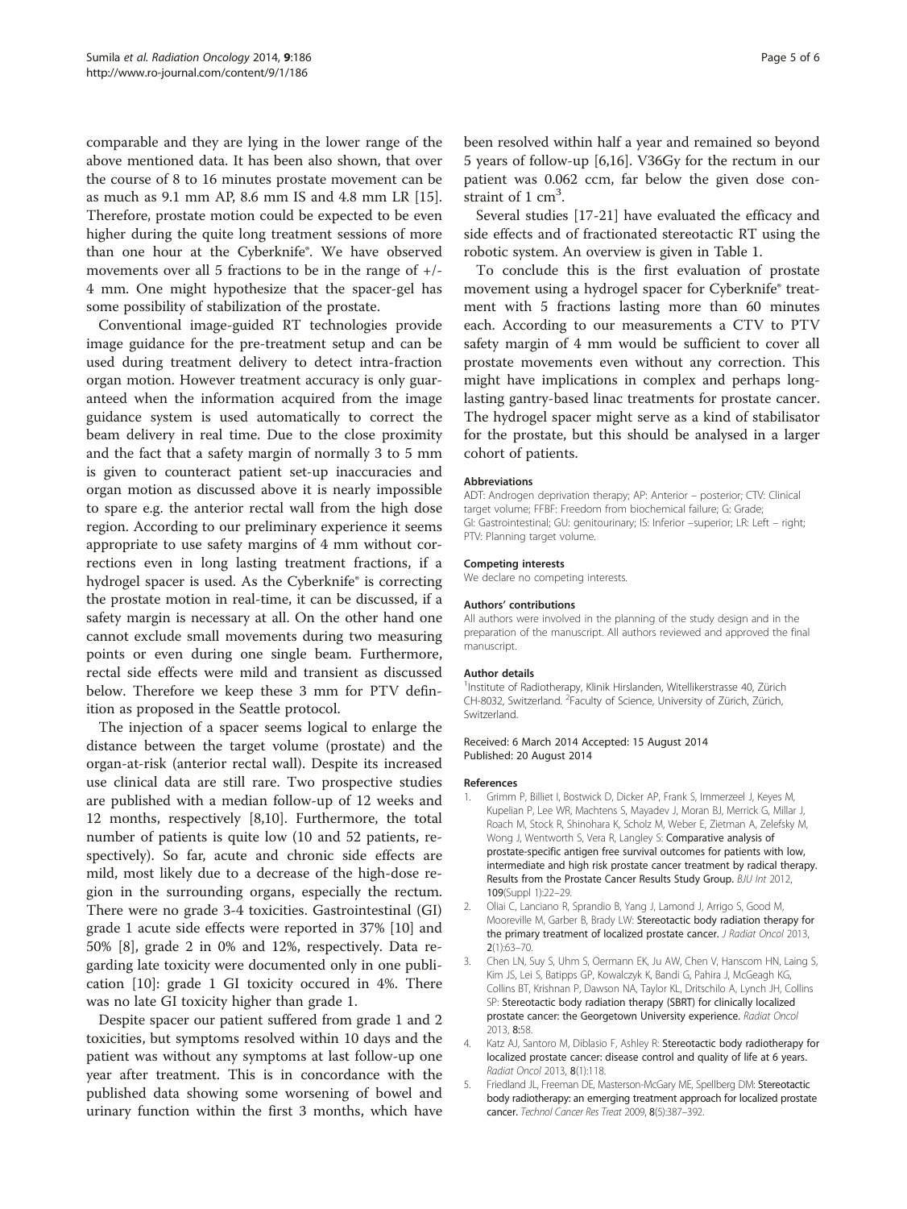comparable and they are lying in the lower range of the above mentioned data. It has been also shown, that over the course of 8 to 16 minutes prostate movement can be as much as 9.1 mm AP, 8.6 mm IS and 4.8 mm LR [15]. Therefore, prostate motion could be expected to be even higher during the quite long treatment sessions of more than one hour at the Cyberknife®. We have observed movements over all 5 fractions to be in the range of +/- 4 mm. One might hypothesize that the spacer-gel has some possibility of stabilization of the prostate.

Conventional image-guided RT technologies provide image guidance for the pre-treatment setup and can be used during treatment delivery to detect intra-fraction organ motion. However treatment accuracy is only guaranteed when the information acquired from the image guidance system is used automatically to correct the beam delivery in real time. Due to the close proximity and the fact that a safety margin of normally 3 to 5 mm is given to counteract patient set-up inaccuracies and organ motion as discussed above it is nearly impossible to spare e.g. the anterior rectal wall from the high dose region. According to our preliminary experience it seems appropriate to use safety margins of 4 mm without corrections even in long lasting treatment fractions, if a hydrogel spacer is used. As the Cyberknife® is correcting the prostate motion in real-time, it can be discussed, if a safety margin is necessary at all. On the other hand one cannot exclude small movements during two measuring points or even during one single beam. Furthermore, rectal side effects were mild and transient as discussed below. Therefore we keep these 3 mm for PTV definition as proposed in the Seattle protocol.

The injection of a spacer seems logical to enlarge the distance between the target volume (prostate) and the organ-at-risk (anterior rectal wall). Despite its increased use clinical data are still rare. Two prospective studies are published with a median follow-up of 12 weeks and 12 months, respectively [8,10]. Furthermore, the total number of patients is quite low (10 and 52 patients, respectively). So far, acute and chronic side effects are mild, most likely due to a decrease of the high-dose region in the surrounding organs, especially the rectum. There were no grade 3-4 toxicities. Gastrointestinal (GI) grade 1 acute side effects were reported in 37% [10] and 50% [8], grade 2 in 0% and 12%, respectively. Data regarding late toxicity were documented only in one publication [10]: grade 1 GI toxicity occured in 4%. There was no late GI toxicity higher than grade 1.

Despite spacer our patient suffered from grade 1 and 2 toxicities, but symptoms resolved within 10 days and the patient was without any symptoms at last follow-up one year after treatment. This is in concordance with the published data showing some worsening of bowel and urinary function within the first 3 months, which have been resolved within half a year and remained so beyond 5 years of follow-up [6,16]. V36Gy for the rectum in our patient was 0.062 ccm, far below the given dose constraint of 1 $cm^3$.

Several studies [17-21] have evaluated the efficacy and side effects and of fractionated stereotactic RT using the robotic system. An overview is given in Table 1.

To conclude this is the first evaluation of prostate movement using a hydrogel spacer for Cyberknife® treatment with 5 fractions lasting more than 60 minutes each. According to our measurements a CTV to PTV safety margin of 4 mm would be sufficient to cover all prostate movements even without any correction. This might have implications in complex and perhaps long-lasting gantry-based linac treatments for prostate cancer. The hydrogel spacer might serve as a kind of stabilisator for the prostate, but this should be analysed in a larger cohort of patients.

#### Abbreviations

ADT: Androgen deprivation therapy; AP: Anterior – posterior; CTV: Clinical target volume; FFBF: Freedom from biochemical failure; G: Grade; GI: Gastrointestinal; GU: genitourinary; IS: Inferior –superior; LR: Left – right; PTV: Planning target volume.

#### Competing interests

We declare no competing interests.

#### Authors' contributions

All authors were involved in the planning of the study design and in the preparation of the manuscript. All authors reviewed and approved the final manuscript.

#### Author details

[1]Institute of Radiotherapy, Klinik Hirslanden, Witellikerstrasse 40, Zürich CH-8032, Switzerland. [2]Faculty of Science, University of Zürich, Zürich, Switzerland.

Received: 6 March 2014 Accepted: 15 August 2014
Published: 20 August 2014

#### References

1. Grimm P, Billiet I, Bostwick D, Dicker AP, Frank S, Immerzeel J, Keyes M, Kupelian P, Lee WR, Machtens S, Mayadev J, Moran BJ, Merrick G, Millar J, Roach M, Stock R, Shinohara K, Scholz M, Weber E, Zietman A, Zelefsky M, Wong J, Wentworth S, Vera R, Langley S: **Comparative analysis of prostate-specific antigen free survival outcomes for patients with low, intermediate and high risk prostate cancer treatment by radical therapy. Results from the Prostate Cancer Results Study Group.** *BJU Int* 2012, **109**(Suppl 1):22–29.
2. Oliai C, Lanciano R, Sprandio B, Yang J, Lamond J, Arrigo S, Good M, Mooreville M, Garber B, Brady LW: **Stereotactic body radiation therapy for the primary treatment of localized prostate cancer.** *J Radiat Oncol* 2013, **2**(1):63–70.
3. Chen LN, Suy S, Uhm S, Oermann EK, Ju AW, Chen V, Hanscom HN, Laing S, Kim JS, Lei S, Batipps GP, Kowalczyk K, Bandi G, Pahira J, McGeagh KG, Collins BT, Krishnan P, Dawson NA, Taylor KL, Dritschilo A, Lynch JH, Collins SP: **Stereotactic body radiation therapy (SBRT) for clinically localized prostate cancer: the Georgetown University experience.** *Radiat Oncol* 2013, **8**:58.
4. Katz AJ, Santoro M, Diblasio F, Ashley R: **Stereotactic body radiotherapy for localized prostate cancer: disease control and quality of life at 6 years.** *Radiat Oncol* 2013, **8**(1):118.
5. Friedland JL, Freeman DE, Masterson-McGary ME, Spellberg DM: **Stereotactic body radiotherapy: an emerging treatment approach for localized prostate cancer.** *Technol Cancer Res Treat* 2009, **8**(5):387–392.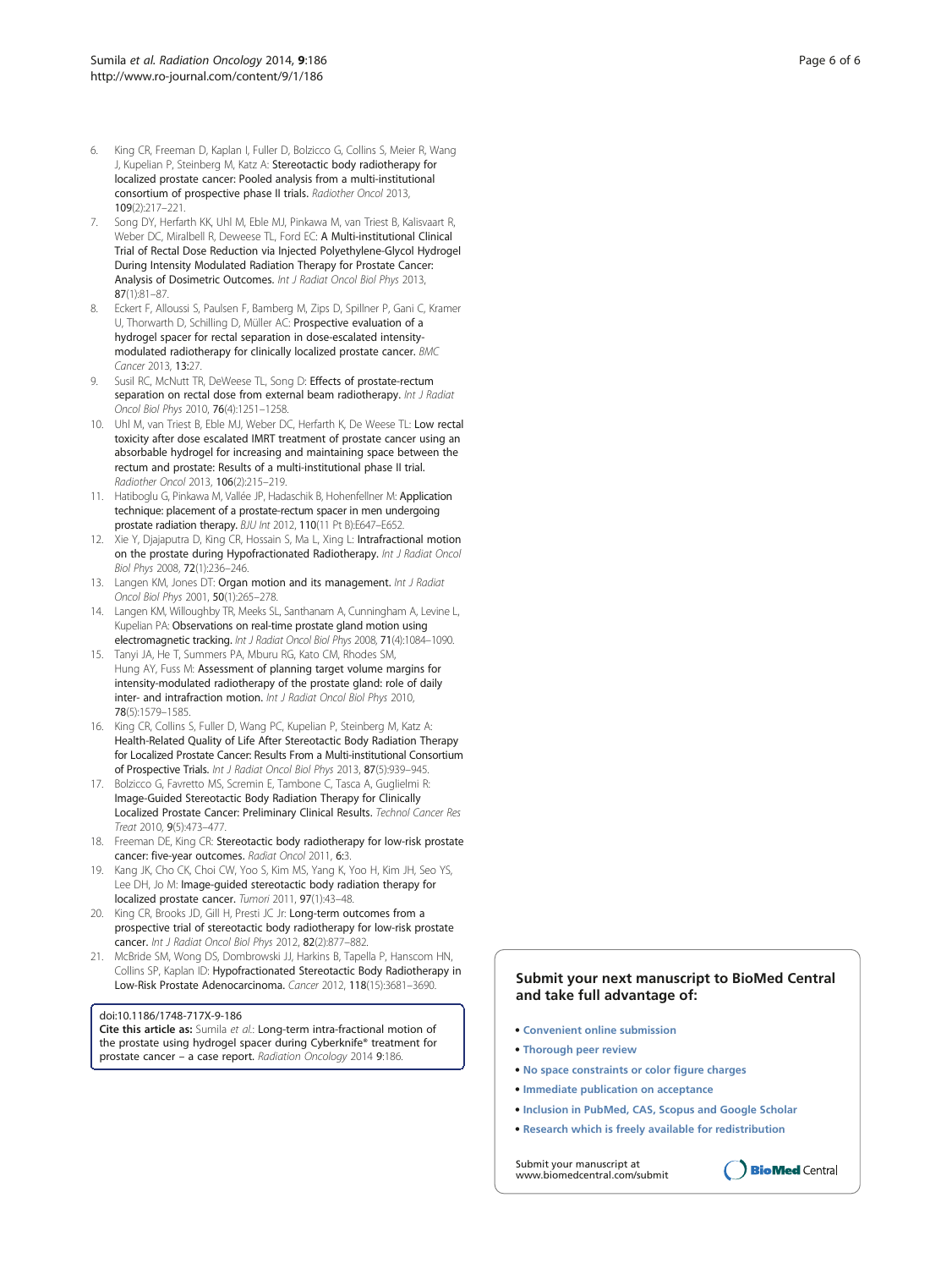6. King CR, Freeman D, Kaplan I, Fuller D, Bolzicco G, Collins S, Meier R, Wang J, Kupelian P, Steinberg M, Katz A: **Stereotactic body radiotherapy for localized prostate cancer: Pooled analysis from a multi-institutional consortium of prospective phase II trials.** *Radiother Oncol* 2013, **109**(2):217–221.
7. Song DY, Herfarth KK, Uhl M, Eble MJ, Pinkawa M, van Triest B, Kalisvaart R, Weber DC, Miralbell R, Deweese TL, Ford EC: **A Multi-institutional Clinical Trial of Rectal Dose Reduction via Injected Polyethylene-Glycol Hydrogel During Intensity Modulated Radiation Therapy for Prostate Cancer: Analysis of Dosimetric Outcomes.** *Int J Radiat Oncol Biol Phys* 2013, **87**(1):81–87.
8. Eckert F, Alloussi S, Paulsen F, Bamberg M, Zips D, Spillner P, Gani C, Kramer U, Thorwarth D, Schilling D, Müller AC: **Prospective evaluation of a hydrogel spacer for rectal separation in dose-escalated intensity-modulated radiotherapy for clinically localized prostate cancer.** *BMC Cancer* 2013, **13:**27.
9. Susil RC, McNutt TR, DeWeese TL, Song D: **Effects of prostate-rectum separation on rectal dose from external beam radiotherapy.** *Int J Radiat Oncol Biol Phys* 2010, **76**(4):1251–1258.
10. Uhl M, van Triest B, Eble MJ, Weber DC, Herfarth K, De Weese TL: **Low rectal toxicity after dose escalated IMRT treatment of prostate cancer using an absorbable hydrogel for increasing and maintaining space between the rectum and prostate: Results of a multi-institutional phase II trial.** *Radiother Oncol* 2013, **106**(2):215–219.
11. Hatiboglu G, Pinkawa M, Vallée JP, Hadaschik B, Hohenfellner M: **Application technique: placement of a prostate-rectum spacer in men undergoing prostate radiation therapy.** *BJU Int* 2012, **110**(11 Pt B):E647–E652.
12. Xie Y, Djajaputra D, King CR, Hossain S, Ma L, Xing L: **Intrafractional motion on the prostate during Hypofractionated Radiotherapy.** *Int J Radiat Oncol Biol Phys* 2008, **72**(1):236–246.
13. Langen KM, Jones DT: **Organ motion and its management.** *Int J Radiat Oncol Biol Phys* 2001, **50**(1):265–278.
14. Langen KM, Willoughby TR, Meeks SL, Santhanam A, Cunningham A, Levine L, Kupelian PA: **Observations on real-time prostate gland motion using electromagnetic tracking.** *Int J Radiat Oncol Biol Phys* 2008, **71**(4):1084–1090.
15. Tanyi JA, He T, Summers PA, Mburu RG, Kato CM, Rhodes SM, Hung AY, Fuss M: **Assessment of planning target volume margins for intensity-modulated radiotherapy of the prostate gland: role of daily inter- and intrafraction motion.** *Int J Radiat Oncol Biol Phys* 2010, **78**(5):1579–1585.
16. King CR, Collins S, Fuller D, Wang PC, Kupelian P, Steinberg M, Katz A: **Health-Related Quality of Life After Stereotactic Body Radiation Therapy for Localized Prostate Cancer: Results From a Multi-institutional Consortium of Prospective Trials.** *Int J Radiat Oncol Biol Phys* 2013, **87**(5):939–945.
17. Bolzicco G, Favretto MS, Scremin E, Tambone C, Tasca A, Guglielmi R: **Image-Guided Stereotactic Body Radiation Therapy for Clinically Localized Prostate Cancer: Preliminary Clinical Results.** *Technol Cancer Res Treat* 2010, **9**(5):473–477.
18. Freeman DE, King CR: **Stereotactic body radiotherapy for low-risk prostate cancer: five-year outcomes.** *Radiat Oncol* 2011, **6:**3.
19. Kang JK, Cho CK, Choi CW, Yoo S, Kim MS, Yang K, Yoo H, Kim JH, Seo YS, Lee DH, Jo M: **Image-guided stereotactic body radiation therapy for localized prostate cancer.** *Tumori* 2011, **97**(1):43–48.
20. King CR, Brooks JD, Gill H, Presti JC Jr: **Long-term outcomes from a prospective trial of stereotactic body radiotherapy for low-risk prostate cancer.** *Int J Radiat Oncol Biol Phys* 2012, **82**(2):877–882.
21. McBride SM, Wong DS, Dombrowski JJ, Harkins B, Tapella P, Hanscom HN, Collins SP, Kaplan ID: **Hypofractionated Stereotactic Body Radiotherapy in Low-Risk Prostate Adenocarcinoma.** *Cancer* 2012, **118**(15):3681–3690.

doi:10.1186/1748-717X-9-186

**Cite this article as:** Sumila *et al.*: Long-term intra-fractional motion of the prostate using hydrogel spacer during Cyberknife® treatment for prostate cancer – a case report. *Radiation Oncology* 2014 **9**:186.

**Submit your next manuscript to BioMed Central and take full advantage of:**

- **Convenient online submission**
- **Thorough peer review**
- **No space constraints or color figure charges**
- **Immediate publication on acceptance**
- **Inclusion in PubMed, CAS, Scopus and Google Scholar**
- **Research which is freely available for redistribution**

Submit your manuscript at www.biomedcentral.com/submit

BioMed Central